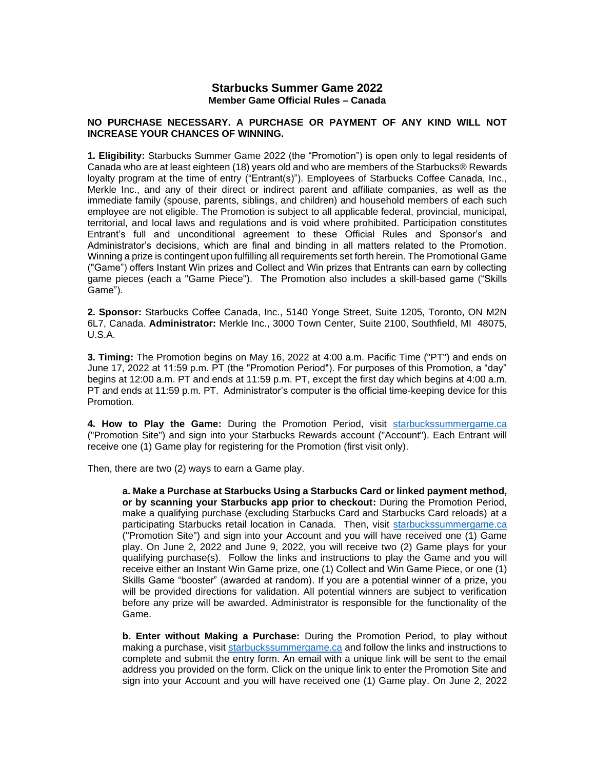# Starbucks Summer Game 2022

## Member Game Official Rules – Canada

**NO PURCHASE NECESSARY. A PURCHASE OR PAYMENT OF ANY KIND WILL NOT INCREASE YOUR CHANCES OF WINNING.**

**1. Eligibility:** Starbucks Summer Game 2022 (the "Promotion") is open only to legal residents of Canada who are at least eighteen (18) years old and who are members of the Starbucks® Rewards loyalty program at the time of entry ("Entrant(s)"). Employees of Starbucks Coffee Canada, Inc., Merkle Inc., and any of their direct or indirect parent and affiliate companies, as well as the immediate family (spouse, parents, siblings, and children) and household members of each such employee are not eligible. The Promotion is subject to all applicable federal, provincial, municipal, territorial, and local laws and regulations and is void where prohibited. Participation constitutes Entrant's full and unconditional agreement to these Official Rules and Sponsor's and Administrator's decisions, which are final and binding in all matters related to the Promotion. Winning a prize is contingent upon fulfilling all requirements set forth herein. The Promotional Game ("Game") offers Instant Win prizes and Collect and Win prizes that Entrants can earn by collecting game pieces (each a "Game Piece"). The Promotion also includes a skill-based game ("Skills Game").

**2. Sponsor:** Starbucks Coffee Canada, Inc., 5140 Yonge Street, Suite 1205, Toronto, ON M2N 6L7, Canada. **Administrator:** Merkle Inc., 3000 Town Center, Suite 2100, Southfield, MI 48075, U.S.A.

**3. Timing:** The Promotion begins on May 16, 2022 at 4:00 a.m. Pacific Time ("PT") and ends on June 17, 2022 at 11:59 p.m. PT (the "Promotion Period"). For purposes of this Promotion, a "day" begins at 12:00 a.m. PT and ends at 11:59 p.m. PT, except the first day which begins at 4:00 a.m. PT and ends at 11:59 p.m. PT. Administrator's computer is the official time-keeping device for this Promotion.

**4. How to Play the Game:** During the Promotion Period, visit [starbuckssummergame.ca](starbuckssummergame.ca) ("Promotion Site") and sign into your Starbucks Rewards account ("Account"). Each Entrant will receive one (1) Game play for registering for the Promotion (first visit only).

Then, there are two (2) ways to earn a Game play.

> **a. Make a Purchase at Starbucks Using a Starbucks Card or linked payment method, or by scanning your Starbucks app prior to checkout:** During the Promotion Period, make a qualifying purchase (excluding Starbucks Card and Starbucks Card reloads) at a participating Starbucks retail location in Canada. Then, visit [starbuckssummergame.ca](starbuckssummergame.ca) ("Promotion Site") and sign into your Account and you will have received one (1) Game play. On June 2, 2022 and June 9, 2022, you will receive two (2) Game plays for your qualifying purchase(s). Follow the links and instructions to play the Game and you will receive either an Instant Win Game prize, one (1) Collect and Win Game Piece, or one (1) Skills Game "booster" (awarded at random). If you are a potential winner of a prize, you will be provided directions for validation. All potential winners are subject to verification before any prize will be awarded. Administrator is responsible for the functionality of the Game.
>
> **b. Enter without Making a Purchase:** During the Promotion Period, to play without making a purchase, visit [starbuckssummergame.ca](starbuckssummergame.ca) and follow the links and instructions to complete and submit the entry form. An email with a unique link will be sent to the email address you provided on the form. Click on the unique link to enter the Promotion Site and sign into your Account and you will have received one (1) Game play. On June 2, 2022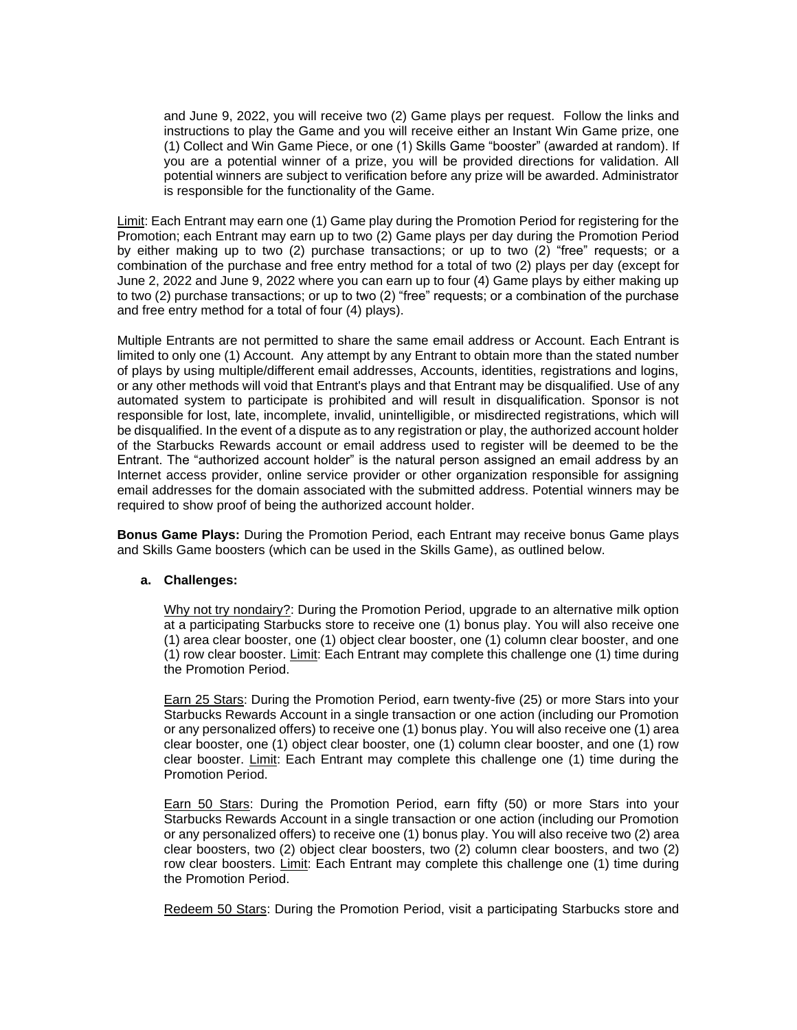and June 9, 2022, you will receive two (2) Game plays per request. Follow the links and instructions to play the Game and you will receive either an Instant Win Game prize, one (1) Collect and Win Game Piece, or one (1) Skills Game "booster" (awarded at random). If you are a potential winner of a prize, you will be provided directions for validation. All potential winners are subject to verification before any prize will be awarded. Administrator is responsible for the functionality of the Game.

Limit: Each Entrant may earn one (1) Game play during the Promotion Period for registering for the Promotion; each Entrant may earn up to two (2) Game plays per day during the Promotion Period by either making up to two (2) purchase transactions; or up to two (2) "free" requests; or a combination of the purchase and free entry method for a total of two (2) plays per day (except for June 2, 2022 and June 9, 2022 where you can earn up to four (4) Game plays by either making up to two (2) purchase transactions; or up to two (2) "free" requests; or a combination of the purchase and free entry method for a total of four (4) plays).

Multiple Entrants are not permitted to share the same email address or Account. Each Entrant is limited to only one (1) Account. Any attempt by any Entrant to obtain more than the stated number of plays by using multiple/different email addresses, Accounts, identities, registrations and logins, or any other methods will void that Entrant's plays and that Entrant may be disqualified. Use of any automated system to participate is prohibited and will result in disqualification. Sponsor is not responsible for lost, late, incomplete, invalid, unintelligible, or misdirected registrations, which will be disqualified. In the event of a dispute as to any registration or play, the authorized account holder of the Starbucks Rewards account or email address used to register will be deemed to be the Entrant. The "authorized account holder" is the natural person assigned an email address by an Internet access provider, online service provider or other organization responsible for assigning email addresses for the domain associated with the submitted address. Potential winners may be required to show proof of being the authorized account holder.

**Bonus Game Plays:** During the Promotion Period, each Entrant may receive bonus Game plays and Skills Game boosters (which can be used in the Skills Game), as outlined below.

**a. Challenges:**

Why not try nondairy?: During the Promotion Period, upgrade to an alternative milk option at a participating Starbucks store to receive one (1) bonus play. You will also receive one (1) area clear booster, one (1) object clear booster, one (1) column clear booster, and one (1) row clear booster. Limit: Each Entrant may complete this challenge one (1) time during the Promotion Period.

Earn 25 Stars: During the Promotion Period, earn twenty-five (25) or more Stars into your Starbucks Rewards Account in a single transaction or one action (including our Promotion or any personalized offers) to receive one (1) bonus play. You will also receive one (1) area clear booster, one (1) object clear booster, one (1) column clear booster, and one (1) row clear booster. Limit: Each Entrant may complete this challenge one (1) time during the Promotion Period.

Earn 50 Stars: During the Promotion Period, earn fifty (50) or more Stars into your Starbucks Rewards Account in a single transaction or one action (including our Promotion or any personalized offers) to receive one (1) bonus play. You will also receive two (2) area clear boosters, two (2) object clear boosters, two (2) column clear boosters, and two (2) row clear boosters. Limit: Each Entrant may complete this challenge one (1) time during the Promotion Period.

Redeem 50 Stars: During the Promotion Period, visit a participating Starbucks store and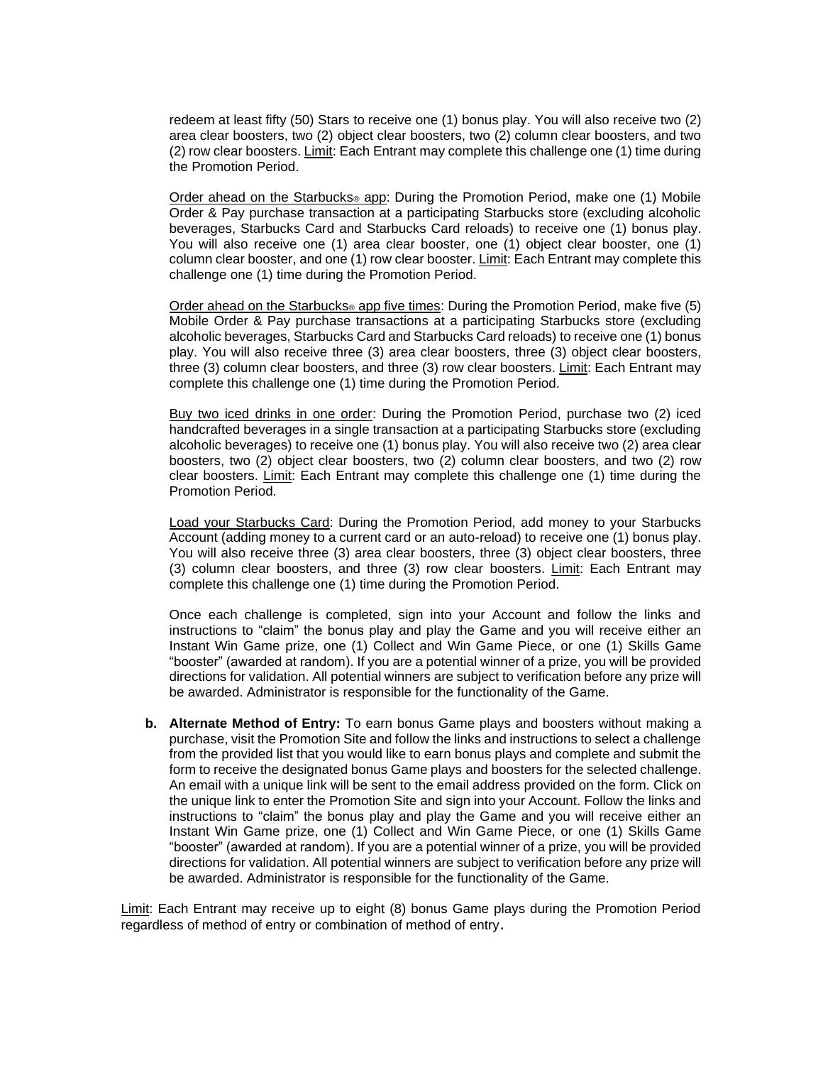redeem at least fifty (50) Stars to receive one (1) bonus play. You will also receive two (2) area clear boosters, two (2) object clear boosters, two (2) column clear boosters, and two (2) row clear boosters. Limit: Each Entrant may complete this challenge one (1) time during the Promotion Period.

Order ahead on the Starbucks® app: During the Promotion Period, make one (1) Mobile Order & Pay purchase transaction at a participating Starbucks store (excluding alcoholic beverages, Starbucks Card and Starbucks Card reloads) to receive one (1) bonus play. You will also receive one (1) area clear booster, one (1) object clear booster, one (1) column clear booster, and one (1) row clear booster. Limit: Each Entrant may complete this challenge one (1) time during the Promotion Period.

Order ahead on the Starbucks® app five times: During the Promotion Period, make five (5) Mobile Order & Pay purchase transactions at a participating Starbucks store (excluding alcoholic beverages, Starbucks Card and Starbucks Card reloads) to receive one (1) bonus play. You will also receive three (3) area clear boosters, three (3) object clear boosters, three (3) column clear boosters, and three (3) row clear boosters. Limit: Each Entrant may complete this challenge one (1) time during the Promotion Period.

Buy two iced drinks in one order: During the Promotion Period, purchase two (2) iced handcrafted beverages in a single transaction at a participating Starbucks store (excluding alcoholic beverages) to receive one (1) bonus play. You will also receive two (2) area clear boosters, two (2) object clear boosters, two (2) column clear boosters, and two (2) row clear boosters. Limit: Each Entrant may complete this challenge one (1) time during the Promotion Period.

Load your Starbucks Card: During the Promotion Period, add money to your Starbucks Account (adding money to a current card or an auto-reload) to receive one (1) bonus play. You will also receive three (3) area clear boosters, three (3) object clear boosters, three (3) column clear boosters, and three (3) row clear boosters. Limit: Each Entrant may complete this challenge one (1) time during the Promotion Period.

Once each challenge is completed, sign into your Account and follow the links and instructions to "claim" the bonus play and play the Game and you will receive either an Instant Win Game prize, one (1) Collect and Win Game Piece, or one (1) Skills Game "booster" (awarded at random). If you are a potential winner of a prize, you will be provided directions for validation. All potential winners are subject to verification before any prize will be awarded. Administrator is responsible for the functionality of the Game.

**b. Alternate Method of Entry:** To earn bonus Game plays and boosters without making a purchase, visit the Promotion Site and follow the links and instructions to select a challenge from the provided list that you would like to earn bonus plays and complete and submit the form to receive the designated bonus Game plays and boosters for the selected challenge. An email with a unique link will be sent to the email address provided on the form. Click on the unique link to enter the Promotion Site and sign into your Account. Follow the links and instructions to "claim" the bonus play and play the Game and you will receive either an Instant Win Game prize, one (1) Collect and Win Game Piece, or one (1) Skills Game "booster" (awarded at random). If you are a potential winner of a prize, you will be provided directions for validation. All potential winners are subject to verification before any prize will be awarded. Administrator is responsible for the functionality of the Game.

Limit: Each Entrant may receive up to eight (8) bonus Game plays during the Promotion Period regardless of method of entry or combination of method of entry.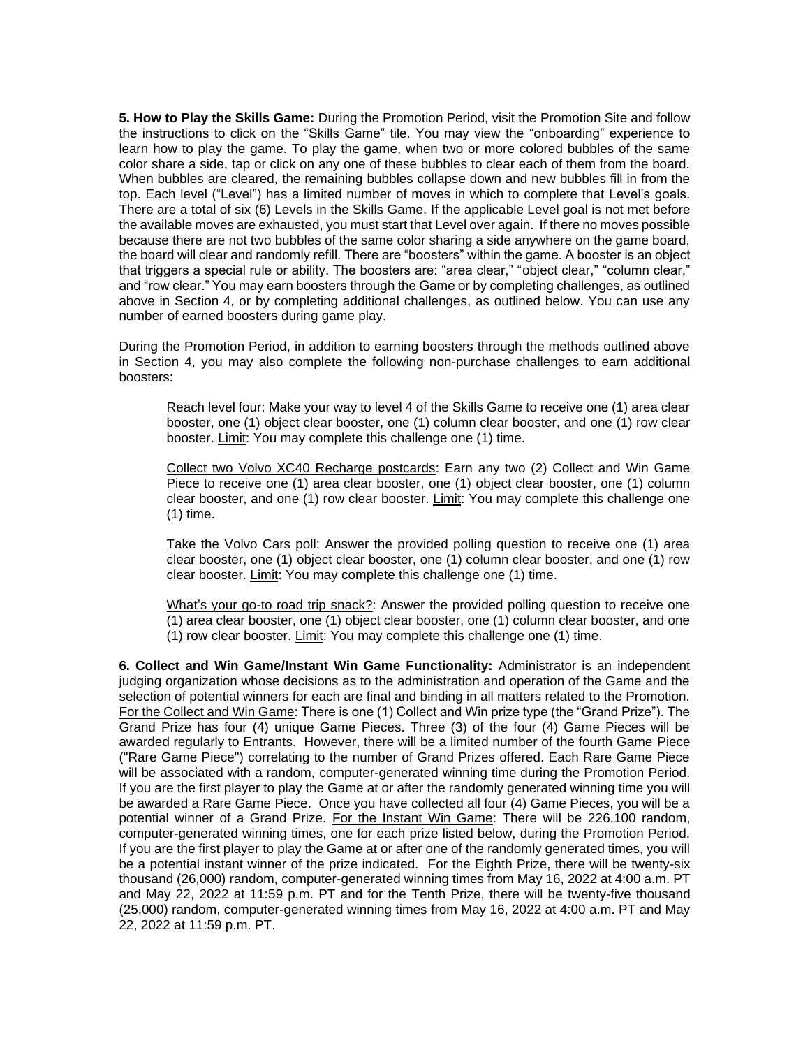**5. How to Play the Skills Game:** During the Promotion Period, visit the Promotion Site and follow the instructions to click on the "Skills Game" tile. You may view the "onboarding" experience to learn how to play the game. To play the game, when two or more colored bubbles of the same color share a side, tap or click on any one of these bubbles to clear each of them from the board. When bubbles are cleared, the remaining bubbles collapse down and new bubbles fill in from the top. Each level ("Level") has a limited number of moves in which to complete that Level's goals. There are a total of six (6) Levels in the Skills Game. If the applicable Level goal is not met before the available moves are exhausted, you must start that Level over again. If there no moves possible because there are not two bubbles of the same color sharing a side anywhere on the game board, the board will clear and randomly refill. There are "boosters" within the game. A booster is an object that triggers a special rule or ability. The boosters are: "area clear," "object clear," "column clear," and "row clear." You may earn boosters through the Game or by completing challenges, as outlined above in Section 4, or by completing additional challenges, as outlined below. You can use any number of earned boosters during game play.

During the Promotion Period, in addition to earning boosters through the methods outlined above in Section 4, you may also complete the following non-purchase challenges to earn additional boosters:

Reach level four: Make your way to level 4 of the Skills Game to receive one (1) area clear booster, one (1) object clear booster, one (1) column clear booster, and one (1) row clear booster. Limit: You may complete this challenge one (1) time.

Collect two Volvo XC40 Recharge postcards: Earn any two (2) Collect and Win Game Piece to receive one (1) area clear booster, one (1) object clear booster, one (1) column clear booster, and one (1) row clear booster. Limit: You may complete this challenge one (1) time.

Take the Volvo Cars poll: Answer the provided polling question to receive one (1) area clear booster, one (1) object clear booster, one (1) column clear booster, and one (1) row clear booster. Limit: You may complete this challenge one (1) time.

What's your go-to road trip snack?: Answer the provided polling question to receive one (1) area clear booster, one (1) object clear booster, one (1) column clear booster, and one (1) row clear booster. Limit: You may complete this challenge one (1) time.

**6. Collect and Win Game/Instant Win Game Functionality:** Administrator is an independent judging organization whose decisions as to the administration and operation of the Game and the selection of potential winners for each are final and binding in all matters related to the Promotion. For the Collect and Win Game: There is one (1) Collect and Win prize type (the "Grand Prize"). The Grand Prize has four (4) unique Game Pieces. Three (3) of the four (4) Game Pieces will be awarded regularly to Entrants. However, there will be a limited number of the fourth Game Piece ("Rare Game Piece") correlating to the number of Grand Prizes offered. Each Rare Game Piece will be associated with a random, computer-generated winning time during the Promotion Period. If you are the first player to play the Game at or after the randomly generated winning time you will be awarded a Rare Game Piece. Once you have collected all four (4) Game Pieces, you will be a potential winner of a Grand Prize. For the Instant Win Game: There will be 226,100 random, computer-generated winning times, one for each prize listed below, during the Promotion Period. If you are the first player to play the Game at or after one of the randomly generated times, you will be a potential instant winner of the prize indicated. For the Eighth Prize, there will be twenty-six thousand (26,000) random, computer-generated winning times from May 16, 2022 at 4:00 a.m. PT and May 22, 2022 at 11:59 p.m. PT and for the Tenth Prize, there will be twenty-five thousand (25,000) random, computer-generated winning times from May 16, 2022 at 4:00 a.m. PT and May 22, 2022 at 11:59 p.m. PT.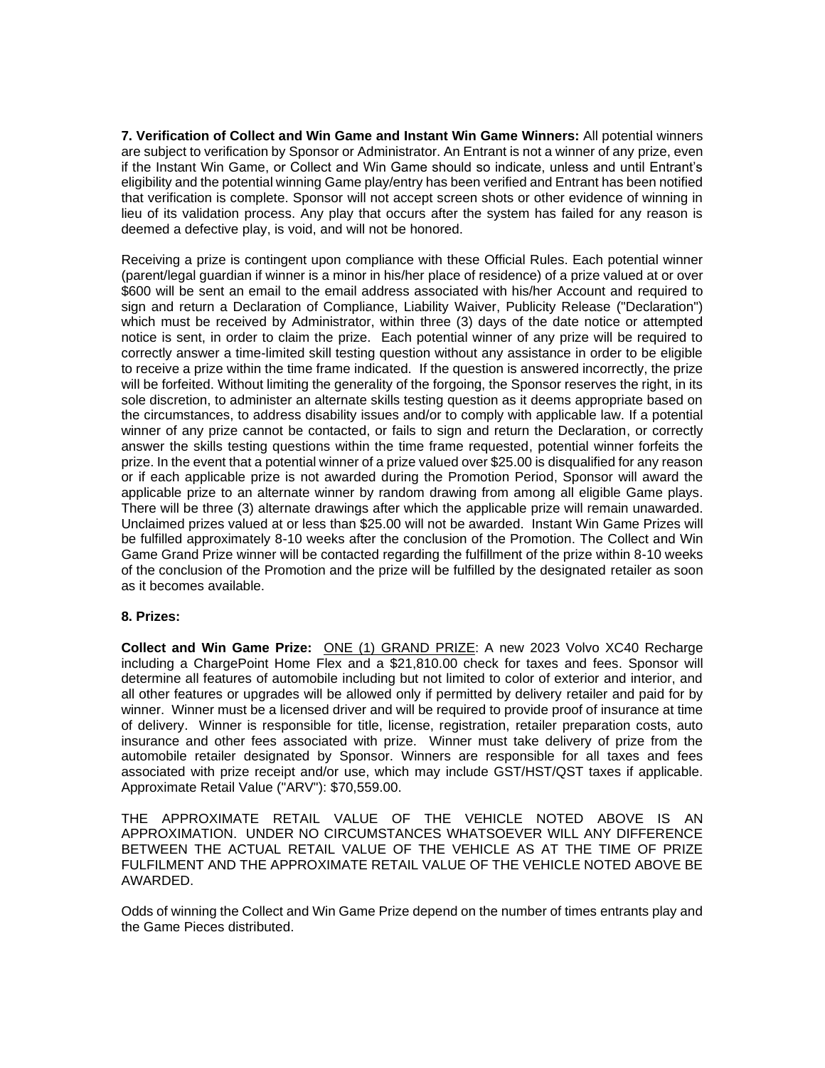**7. Verification of Collect and Win Game and Instant Win Game Winners:** All potential winners are subject to verification by Sponsor or Administrator. An Entrant is not a winner of any prize, even if the Instant Win Game, or Collect and Win Game should so indicate, unless and until Entrant's eligibility and the potential winning Game play/entry has been verified and Entrant has been notified that verification is complete. Sponsor will not accept screen shots or other evidence of winning in lieu of its validation process. Any play that occurs after the system has failed for any reason is deemed a defective play, is void, and will not be honored.

Receiving a prize is contingent upon compliance with these Official Rules. Each potential winner (parent/legal guardian if winner is a minor in his/her place of residence) of a prize valued at or over $600 will be sent an email to the email address associated with his/her Account and required to sign and return a Declaration of Compliance, Liability Waiver, Publicity Release ("Declaration") which must be received by Administrator, within three (3) days of the date notice or attempted notice is sent, in order to claim the prize. Each potential winner of any prize will be required to correctly answer a time-limited skill testing question without any assistance in order to be eligible to receive a prize within the time frame indicated. If the question is answered incorrectly, the prize will be forfeited. Without limiting the generality of the forgoing, the Sponsor reserves the right, in its sole discretion, to administer an alternate skills testing question as it deems appropriate based on the circumstances, to address disability issues and/or to comply with applicable law. If a potential winner of any prize cannot be contacted, or fails to sign and return the Declaration, or correctly answer the skills testing questions within the time frame requested, potential winner forfeits the prize. In the event that a potential winner of a prize valued over $25.00 is disqualified for any reason or if each applicable prize is not awarded during the Promotion Period, Sponsor will award the applicable prize to an alternate winner by random drawing from among all eligible Game plays. There will be three (3) alternate drawings after which the applicable prize will remain unawarded. Unclaimed prizes valued at or less than $25.00 will not be awarded. Instant Win Game Prizes will be fulfilled approximately 8-10 weeks after the conclusion of the Promotion. The Collect and Win Game Grand Prize winner will be contacted regarding the fulfillment of the prize within 8-10 weeks of the conclusion of the Promotion and the prize will be fulfilled by the designated retailer as soon as it becomes available.

**8. Prizes:**

**Collect and Win Game Prize:** ONE (1) GRAND PRIZE: A new 2023 Volvo XC40 Recharge including a ChargePoint Home Flex and a $21,810.00 check for taxes and fees. Sponsor will determine all features of automobile including but not limited to color of exterior and interior, and all other features or upgrades will be allowed only if permitted by delivery retailer and paid for by winner. Winner must be a licensed driver and will be required to provide proof of insurance at time of delivery. Winner is responsible for title, license, registration, retailer preparation costs, auto insurance and other fees associated with prize. Winner must take delivery of prize from the automobile retailer designated by Sponsor. Winners are responsible for all taxes and fees associated with prize receipt and/or use, which may include GST/HST/QST taxes if applicable. Approximate Retail Value ("ARV"): $70,559.00.

THE APPROXIMATE RETAIL VALUE OF THE VEHICLE NOTED ABOVE IS AN APPROXIMATION. UNDER NO CIRCUMSTANCES WHATSOEVER WILL ANY DIFFERENCE BETWEEN THE ACTUAL RETAIL VALUE OF THE VEHICLE AS AT THE TIME OF PRIZE FULFILMENT AND THE APPROXIMATE RETAIL VALUE OF THE VEHICLE NOTED ABOVE BE AWARDED.

Odds of winning the Collect and Win Game Prize depend on the number of times entrants play and the Game Pieces distributed.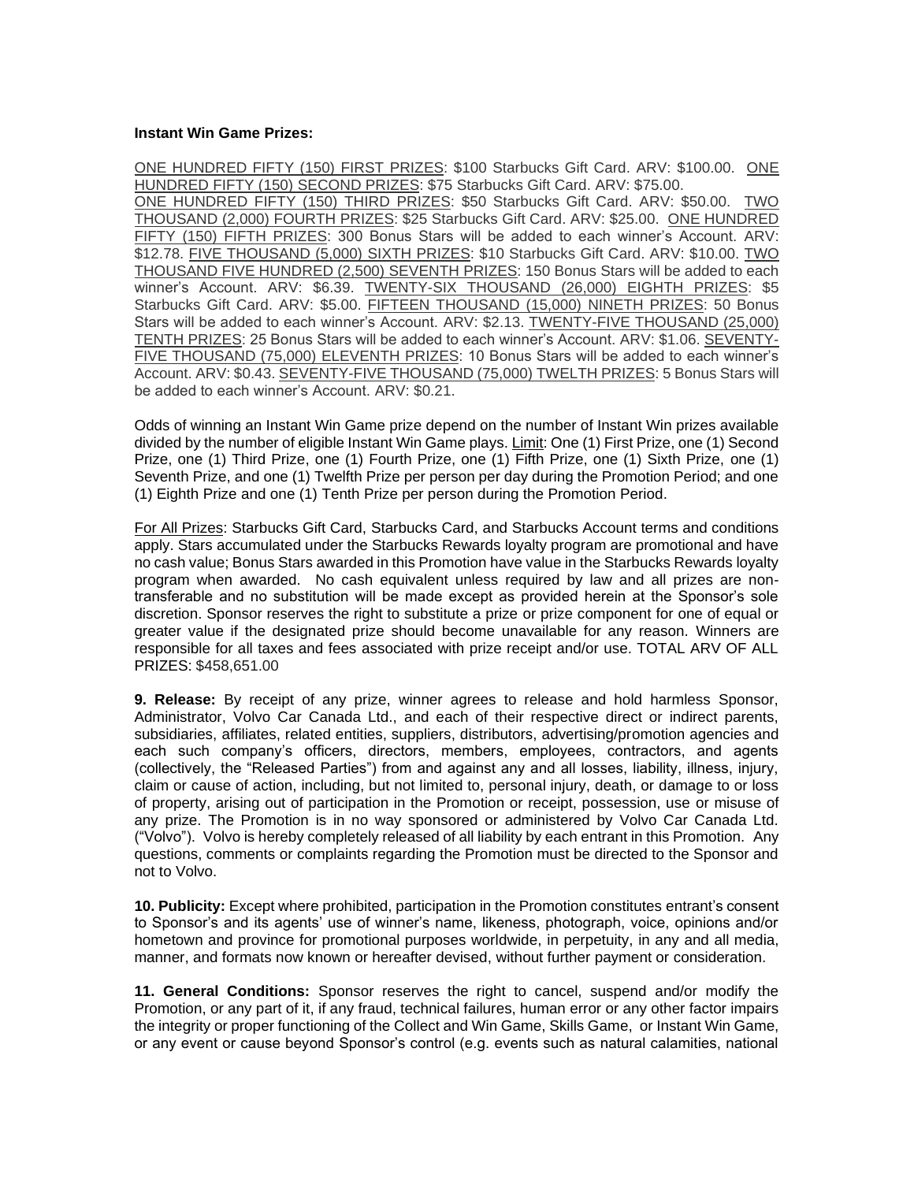**Instant Win Game Prizes:**

ONE HUNDRED FIFTY (150) FIRST PRIZES: $100 Starbucks Gift Card. ARV: $100.00. ONE HUNDRED FIFTY (150) SECOND PRIZES: $75 Starbucks Gift Card. ARV: $75.00. ONE HUNDRED FIFTY (150) THIRD PRIZES: $50 Starbucks Gift Card. ARV: $50.00. TWO THOUSAND (2,000) FOURTH PRIZES: $25 Starbucks Gift Card. ARV: $25.00. ONE HUNDRED FIFTY (150) FIFTH PRIZES: 300 Bonus Stars will be added to each winner's Account. ARV: $12.78. FIVE THOUSAND (5,000) SIXTH PRIZES: $10 Starbucks Gift Card. ARV: $10.00. TWO THOUSAND FIVE HUNDRED (2,500) SEVENTH PRIZES: 150 Bonus Stars will be added to each winner's Account. ARV: $6.39. TWENTY-SIX THOUSAND (26,000) EIGHTH PRIZES: $5 Starbucks Gift Card. ARV: $5.00. FIFTEEN THOUSAND (15,000) NINETH PRIZES: 50 Bonus Stars will be added to each winner's Account. ARV: $2.13. TWENTY-FIVE THOUSAND (25,000) TENTH PRIZES: 25 Bonus Stars will be added to each winner's Account. ARV: $1.06. SEVENTY-FIVE THOUSAND (75,000) ELEVENTH PRIZES: 10 Bonus Stars will be added to each winner's Account. ARV: $0.43. SEVENTY-FIVE THOUSAND (75,000) TWELTH PRIZES: 5 Bonus Stars will be added to each winner's Account. ARV: $0.21.

Odds of winning an Instant Win Game prize depend on the number of Instant Win prizes available divided by the number of eligible Instant Win Game plays. Limit: One (1) First Prize, one (1) Second Prize, one (1) Third Prize, one (1) Fourth Prize, one (1) Fifth Prize, one (1) Sixth Prize, one (1) Seventh Prize, and one (1) Twelfth Prize per person per day during the Promotion Period; and one (1) Eighth Prize and one (1) Tenth Prize per person during the Promotion Period.

For All Prizes: Starbucks Gift Card, Starbucks Card, and Starbucks Account terms and conditions apply. Stars accumulated under the Starbucks Rewards loyalty program are promotional and have no cash value; Bonus Stars awarded in this Promotion have value in the Starbucks Rewards loyalty program when awarded. No cash equivalent unless required by law and all prizes are non-transferable and no substitution will be made except as provided herein at the Sponsor's sole discretion. Sponsor reserves the right to substitute a prize or prize component for one of equal or greater value if the designated prize should become unavailable for any reason. Winners are responsible for all taxes and fees associated with prize receipt and/or use. TOTAL ARV OF ALL PRIZES: $458,651.00

**9. Release:** By receipt of any prize, winner agrees to release and hold harmless Sponsor, Administrator, Volvo Car Canada Ltd., and each of their respective direct or indirect parents, subsidiaries, affiliates, related entities, suppliers, distributors, advertising/promotion agencies and each such company's officers, directors, members, employees, contractors, and agents (collectively, the "Released Parties") from and against any and all losses, liability, illness, injury, claim or cause of action, including, but not limited to, personal injury, death, or damage to or loss of property, arising out of participation in the Promotion or receipt, possession, use or misuse of any prize. The Promotion is in no way sponsored or administered by Volvo Car Canada Ltd. ("Volvo"). Volvo is hereby completely released of all liability by each entrant in this Promotion. Any questions, comments or complaints regarding the Promotion must be directed to the Sponsor and not to Volvo.

**10. Publicity:** Except where prohibited, participation in the Promotion constitutes entrant's consent to Sponsor's and its agents' use of winner's name, likeness, photograph, voice, opinions and/or hometown and province for promotional purposes worldwide, in perpetuity, in any and all media, manner, and formats now known or hereafter devised, without further payment or consideration.

**11. General Conditions:** Sponsor reserves the right to cancel, suspend and/or modify the Promotion, or any part of it, if any fraud, technical failures, human error or any other factor impairs the integrity or proper functioning of the Collect and Win Game, Skills Game, or Instant Win Game, or any event or cause beyond Sponsor's control (e.g. events such as natural calamities, national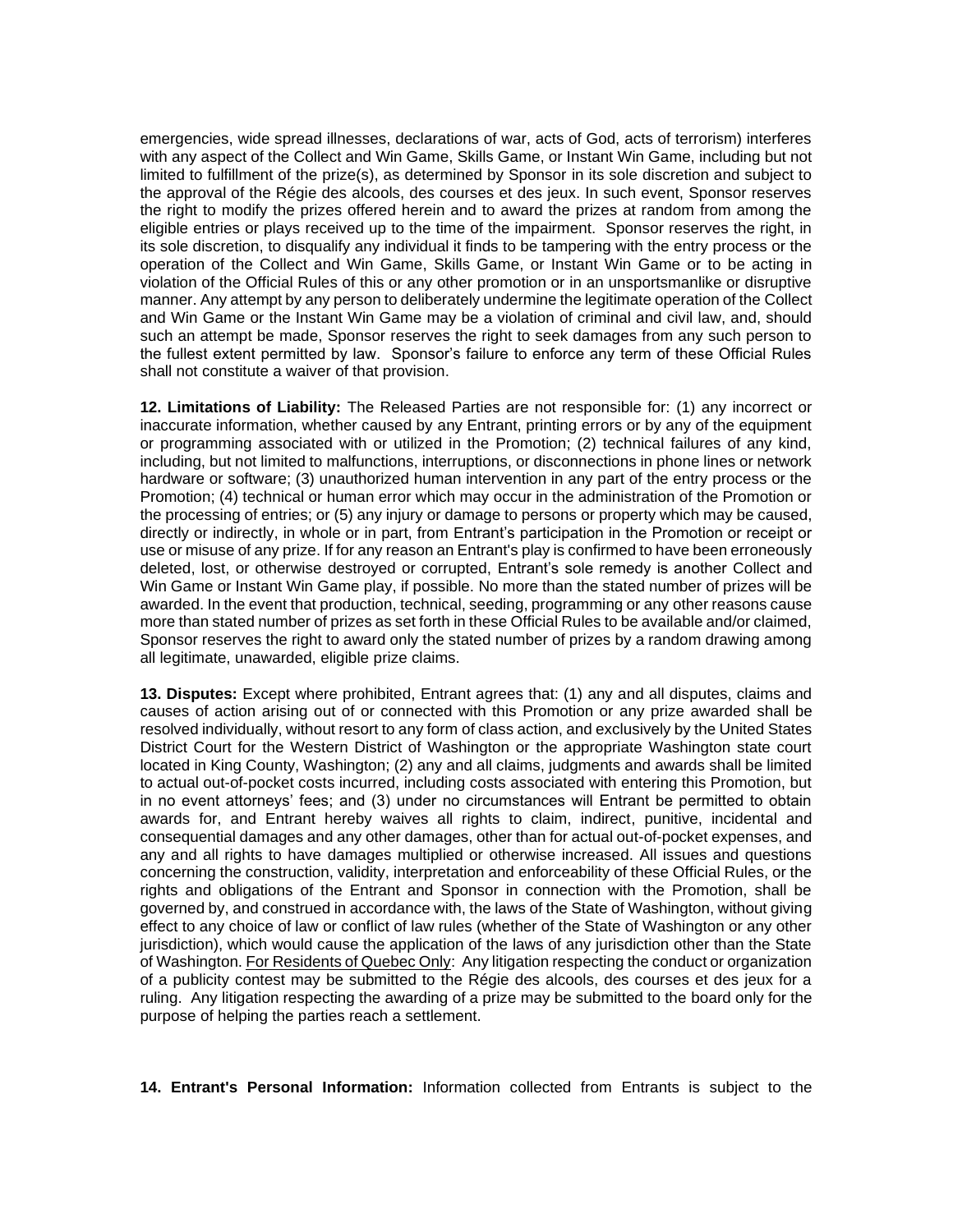emergencies, wide spread illnesses, declarations of war, acts of God, acts of terrorism) interferes with any aspect of the Collect and Win Game, Skills Game, or Instant Win Game, including but not limited to fulfillment of the prize(s), as determined by Sponsor in its sole discretion and subject to the approval of the Régie des alcools, des courses et des jeux. In such event, Sponsor reserves the right to modify the prizes offered herein and to award the prizes at random from among the eligible entries or plays received up to the time of the impairment. Sponsor reserves the right, in its sole discretion, to disqualify any individual it finds to be tampering with the entry process or the operation of the Collect and Win Game, Skills Game, or Instant Win Game or to be acting in violation of the Official Rules of this or any other promotion or in an unsportsmanlike or disruptive manner. Any attempt by any person to deliberately undermine the legitimate operation of the Collect and Win Game or the Instant Win Game may be a violation of criminal and civil law, and, should such an attempt be made, Sponsor reserves the right to seek damages from any such person to the fullest extent permitted by law. Sponsor's failure to enforce any term of these Official Rules shall not constitute a waiver of that provision.

**12. Limitations of Liability:** The Released Parties are not responsible for: (1) any incorrect or inaccurate information, whether caused by any Entrant, printing errors or by any of the equipment or programming associated with or utilized in the Promotion; (2) technical failures of any kind, including, but not limited to malfunctions, interruptions, or disconnections in phone lines or network hardware or software; (3) unauthorized human intervention in any part of the entry process or the Promotion; (4) technical or human error which may occur in the administration of the Promotion or the processing of entries; or (5) any injury or damage to persons or property which may be caused, directly or indirectly, in whole or in part, from Entrant's participation in the Promotion or receipt or use or misuse of any prize. If for any reason an Entrant's play is confirmed to have been erroneously deleted, lost, or otherwise destroyed or corrupted, Entrant's sole remedy is another Collect and Win Game or Instant Win Game play, if possible. No more than the stated number of prizes will be awarded. In the event that production, technical, seeding, programming or any other reasons cause more than stated number of prizes as set forth in these Official Rules to be available and/or claimed, Sponsor reserves the right to award only the stated number of prizes by a random drawing among all legitimate, unawarded, eligible prize claims.

**13. Disputes:** Except where prohibited, Entrant agrees that: (1) any and all disputes, claims and causes of action arising out of or connected with this Promotion or any prize awarded shall be resolved individually, without resort to any form of class action, and exclusively by the United States District Court for the Western District of Washington or the appropriate Washington state court located in King County, Washington; (2) any and all claims, judgments and awards shall be limited to actual out-of-pocket costs incurred, including costs associated with entering this Promotion, but in no event attorneys' fees; and (3) under no circumstances will Entrant be permitted to obtain awards for, and Entrant hereby waives all rights to claim, indirect, punitive, incidental and consequential damages and any other damages, other than for actual out-of-pocket expenses, and any and all rights to have damages multiplied or otherwise increased. All issues and questions concerning the construction, validity, interpretation and enforceability of these Official Rules, or the rights and obligations of the Entrant and Sponsor in connection with the Promotion, shall be governed by, and construed in accordance with, the laws of the State of Washington, without giving effect to any choice of law or conflict of law rules (whether of the State of Washington or any other jurisdiction), which would cause the application of the laws of any jurisdiction other than the State of Washington. For Residents of Quebec Only: Any litigation respecting the conduct or organization of a publicity contest may be submitted to the Régie des alcools, des courses et des jeux for a ruling. Any litigation respecting the awarding of a prize may be submitted to the board only for the purpose of helping the parties reach a settlement.

**14. Entrant's Personal Information:** Information collected from Entrants is subject to the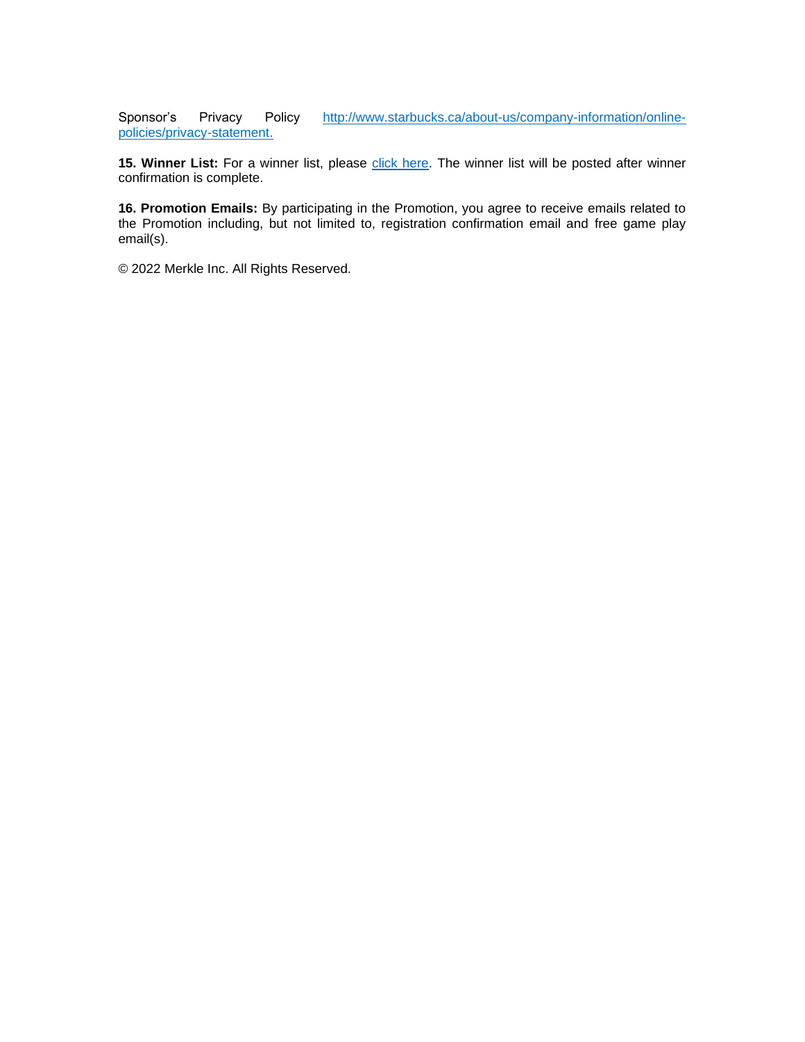Sponsor's Privacy Policy [http://www.starbucks.ca/about-us/company-information/online-policies/privacy-statement.](http://www.starbucks.ca/about-us/company-information/online-policies/privacy-statement)

**15. Winner List:** For a winner list, please click here. The winner list will be posted after winner confirmation is complete.

**16. Promotion Emails:** By participating in the Promotion, you agree to receive emails related to the Promotion including, but not limited to, registration confirmation email and free game play email(s).

© 2022 Merkle Inc. All Rights Reserved.